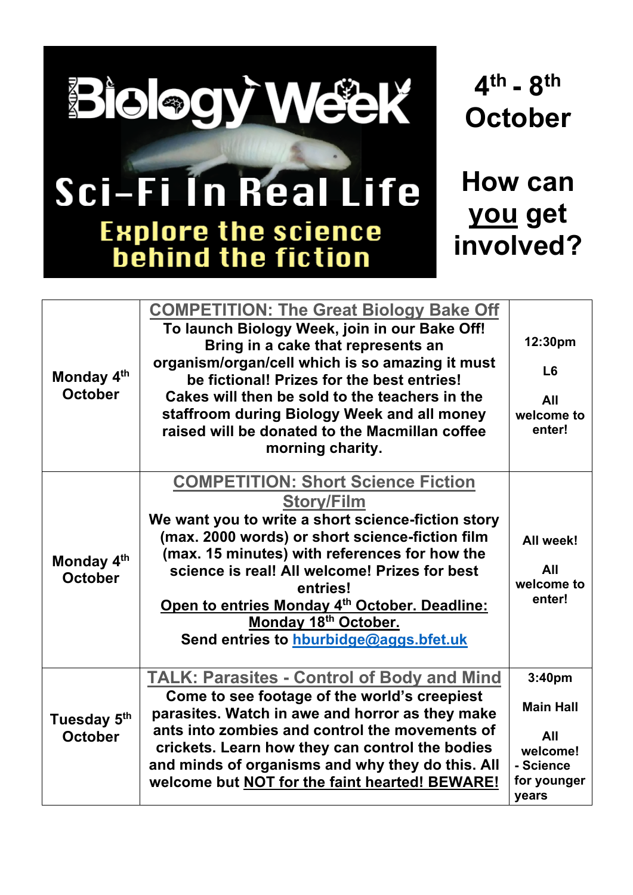# Biology Week

## Sci-Fi In Real Life

### Explore the science behind the fiction

**4th - 8th October**

**How can <u>you</u> get involved?**

| | | |
|---|---|---|
| **Monday 4th October** | <u>**COMPETITION: The Great Biology Bake Off**</u><br>**To launch Biology Week, join in our Bake Off! Bring in a cake that represents an organism/organ/cell which is so amazing it must be fictional! Prizes for the best entries! Cakes will then be sold to the teachers in the staffroom during Biology Week and all money raised will be donated to the Macmillan coffee morning charity.** | **12:30pm**<br><br>**L6**<br><br>**All welcome to enter!** |
| **Monday 4th October** | <u>**COMPETITION: Short Science Fiction Story/Film**</u><br>**We want you to write a short science-fiction story (max. 2000 words) or short science-fiction film (max. 15 minutes) with references for how the science is real! All welcome! Prizes for best entries!**<br><u>**Open to entries Monday 4th October. Deadline: Monday 18th October.**</u><br>**Send entries to hburbidge@aggs.bfet.uk** | **All week!**<br><br>**All welcome to enter!** |
| **Tuesday 5th October** | <u>**TALK: Parasites - Control of Body and Mind**</u><br>**Come to see footage of the world's creepiest parasites. Watch in awe and horror as they make ants into zombies and control the movements of crickets. Learn how they can control the bodies and minds of organisms and why they do this. All welcome but <u>NOT for the faint hearted! BEWARE!</u>** | **3:40pm**<br><br>**Main Hall**<br><br>**All welcome! - Science for younger years** |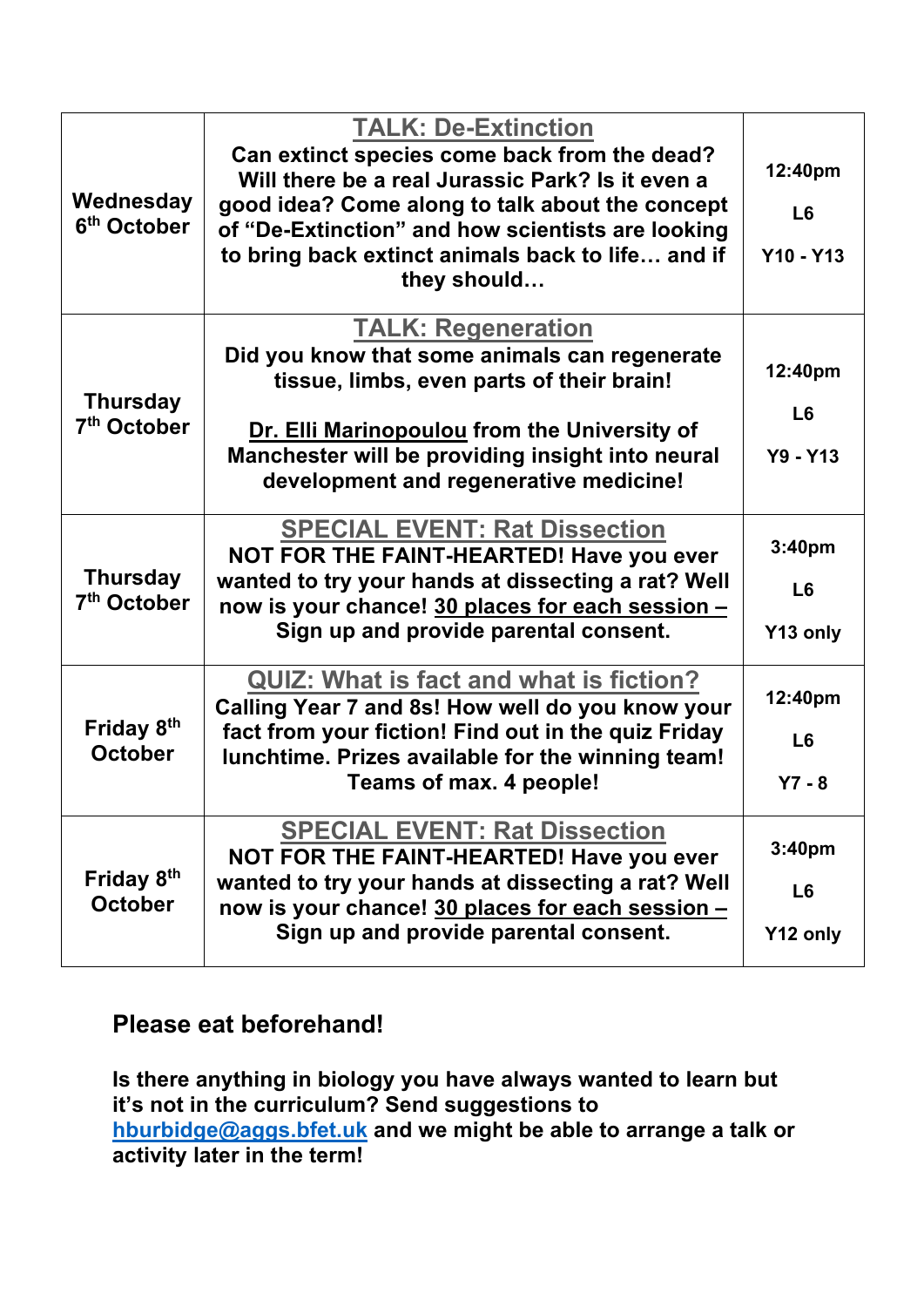| | | |
|---|---|---|
| **Wednesday 6th October** | **TALK: De-Extinction** Can extinct species come back from the dead? Will there be a real Jurassic Park? Is it even a good idea? Come along to talk about the concept of "De-Extinction" and how scientists are looking to bring back extinct animals back to life… and if they should… | **12:40pm** **L6** **Y10 - Y13** |
| **Thursday 7th October** | **TALK: Regeneration** Did you know that some animals can regenerate tissue, limbs, even parts of their brain! **Dr. Elli Marinopoulou** from the University of Manchester will be providing insight into neural development and regenerative medicine! | **12:40pm** **L6** **Y9 - Y13** |
| **Thursday 7th October** | **SPECIAL EVENT: Rat Dissection** NOT FOR THE FAINT-HEARTED! Have you ever wanted to try your hands at dissecting a rat? Well now is your chance! **30 places for each session –** Sign up and provide parental consent. | **3:40pm** **L6** **Y13 only** |
| **Friday 8th October** | **QUIZ: What is fact and what is fiction?** Calling Year 7 and 8s! How well do you know your fact from your fiction! Find out in the quiz Friday lunchtime. Prizes available for the winning team! Teams of max. 4 people! | **12:40pm** **L6** **Y7 - 8** |
| **Friday 8th October** | **SPECIAL EVENT: Rat Dissection** NOT FOR THE FAINT-HEARTED! Have you ever wanted to try your hands at dissecting a rat? Well now is your chance! **30 places for each session –** Sign up and provide parental consent. | **3:40pm** **L6** **Y12 only** |

**Please eat beforehand!**

**Is there anything in biology you have always wanted to learn but it's not in the curriculum? Send suggestions to hburbidge@aggs.bfet.uk and we might be able to arrange a talk or activity later in the term!**